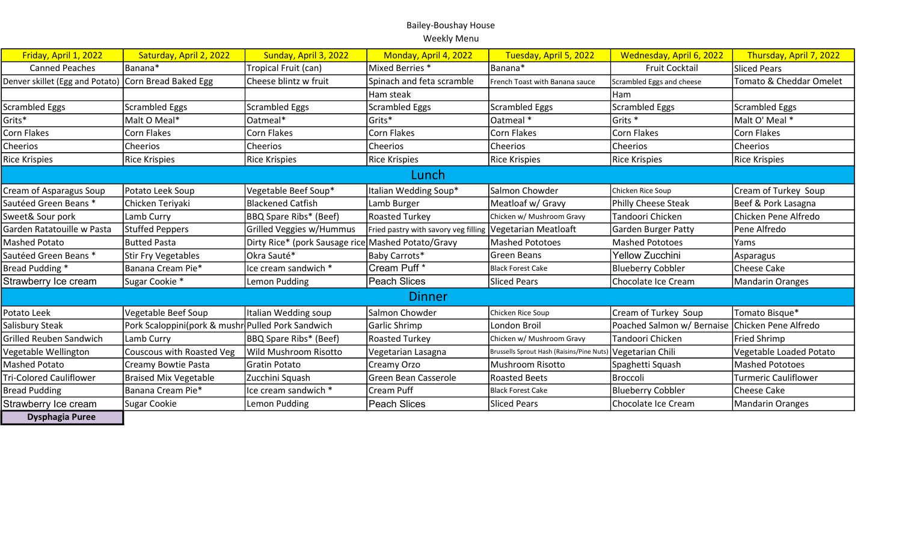Bailey-Boushay House

Weekly Menu

| Friday, April 1, 2022 | Saturday, April 2, 2022 | Sunday, April 3, 2022 | Monday, April 4, 2022 | Tuesday, April 5, 2022 | Wednesday, April 6, 2022 | Thursday, April 7, 2022 |
|---|---|---|---|---|---|---|
| Canned Peaches | Banana* | Tropical Fruit (can) | Mixed Berries * | Banana* | Fruit Cocktail | Sliced Pears |
| Denver skillet (Egg and Potato) | Corn Bread Baked Egg | Cheese blintz w fruit | Spinach and feta scramble | French Toast with Banana sauce | Scrambled Eggs and cheese | Tomato & Cheddar Omelet |
| | | | Ham steak | | Ham | |
| Scrambled Eggs | Scrambled Eggs | Scrambled Eggs | Scrambled Eggs | Scrambled Eggs | Scrambled Eggs | Scrambled Eggs |
| Grits* | Malt O Meal* | Oatmeal* | Grits* | Oatmeal * | Grits * | Malt O' Meal * |
| Corn Flakes | Corn Flakes | Corn Flakes | Corn Flakes | Corn Flakes | Corn Flakes | Corn Flakes |
| Cheerios | Cheerios | Cheerios | Cheerios | Cheerios | Cheerios | Cheerios |
| Rice Krispies | Rice Krispies | Rice Krispies | Rice Krispies | Rice Krispies | Rice Krispies | Rice Krispies |
| **Lunch** | | | | | | |
| Cream of Asparagus Soup | Potato Leek Soup | Vegetable Beef Soup* | Italian Wedding Soup* | Salmon Chowder | Chicken Rice Soup | Cream of Turkey Soup |
| Sautéed Green Beans * | Chicken Teriyaki | Blackened Catfish | Lamb Burger | Meatloaf w/ Gravy | Philly Cheese Steak | Beef & Pork Lasagna |
| Sweet& Sour pork | Lamb Curry | BBQ Spare Ribs* (Beef) | Roasted Turkey | Chicken w/ Mushroom Gravy | Tandoori Chicken | Chicken Pene Alfredo |
| Garden Ratatouille w Pasta | Stuffed Peppers | Grilled Veggies w/Hummus | Fried pastry with savory veg filling | Vegetarian Meatloaft | Garden Burger Patty | Pene Alfredo |
| Mashed Potato | Butted Pasta | Dirty Rice* (pork Sausage rice | Mashed Potato/Gravy | Mashed Pototoes | Mashed Pototoes | Yams |
| Sautéed Green Beans * | Stir Fry Vegetables | Okra Sauté* | Baby Carrots* | Green Beans | Yellow Zucchini | Asparagus |
| Bread Pudding * | Banana Cream Pie* | Ice cream sandwich * | Cream Puff * | Black Forest Cake | Blueberry Cobbler | Cheese Cake |
| Strawberry Ice cream | Sugar Cookie * | Lemon Pudding | Peach Slices | Sliced Pears | Chocolate Ice Cream | Mandarin Oranges |
| **Dinner** | | | | | | |
| Potato Leek | Vegetable Beef Soup | Italian Wedding soup | Salmon Chowder | Chicken Rice Soup | Cream of Turkey Soup | Tomato Bisque* |
| Salisbury Steak | Pork Scaloppini(pork & mushr | Pulled Pork Sandwich | Garlic Shrimp | London Broil | Poached Salmon w/ Bernaise | Chicken Pene Alfredo |
| Grilled Reuben Sandwich | Lamb Curry | BBQ Spare Ribs* (Beef) | Roasted Turkey | Chicken w/ Mushroom Gravy | Tandoori Chicken | Fried Shrimp |
| Vegetable Wellington | Couscous with Roasted Veg | Wild Mushroom Risotto | Vegetarian Lasagna | Brussells Sprout Hash (Raisins/Pine Nuts) | Vegetarian Chili | Vegetable Loaded Potato |
| Mashed Potato | Creamy Bowtie Pasta | Gratin Potato | Creamy Orzo | Mushroom Risotto | Spaghetti Squash | Mashed Pototoes |
| Tri-Colored Cauliflower | Braised Mix Vegetable | Zucchini Squash | Green Bean Casserole | Roasted Beets | Broccoli | Turmeric Cauliflower |
| Bread Pudding | Banana Cream Pie* | Ice cream sandwich * | Cream Puff | Black Forest Cake | Blueberry Cobbler | Cheese Cake |
| Strawberry Ice cream | Sugar Cookie | Lemon Pudding | Peach Slices | Sliced Pears | Chocolate Ice Cream | Mandarin Oranges |

**Dysphagia Puree**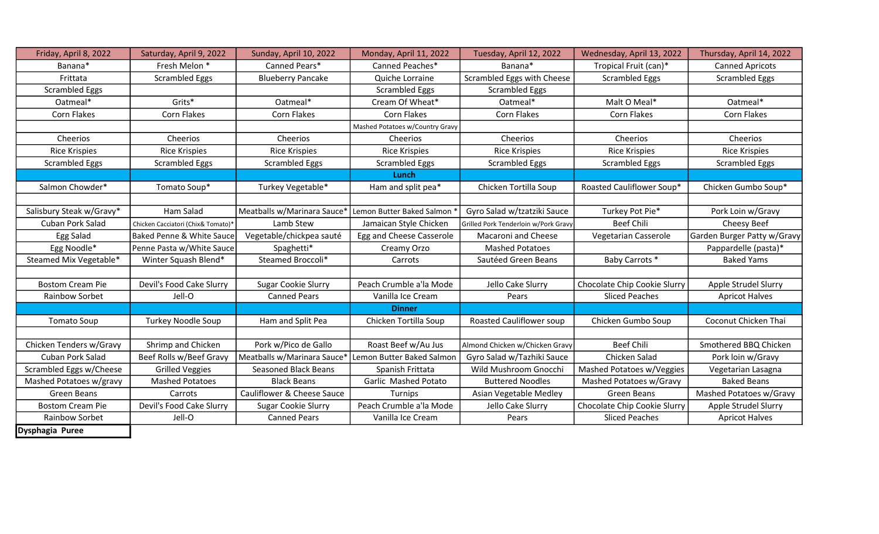| Friday, April 8, 2022 | Saturday, April 9, 2022 | Sunday, April 10, 2022 | Monday, April 11, 2022 | Tuesday, April 12, 2022 | Wednesday, April 13, 2022 | Thursday, April 14, 2022 |
|---|---|---|---|---|---|---|
| Banana* | Fresh Melon * | Canned Pears* | Canned Peaches* | Banana* | Tropical Fruit (can)* | Canned Apricots |
| Frittata | Scrambled Eggs | Blueberry Pancake | Quiche Lorraine | Scrambled Eggs with Cheese | Scrambled Eggs | Scrambled Eggs |
| Scrambled Eggs | | | Scrambled Eggs | Scrambled Eggs | | |
| Oatmeal* | Grits* | Oatmeal* | Cream Of Wheat* | Oatmeal* | Malt O Meal* | Oatmeal* |
| Corn Flakes | Corn Flakes | Corn Flakes | Corn Flakes | Corn Flakes | Corn Flakes | Corn Flakes |
| | | | Mashed Potatoes w/Country Gravy | | | |
| Cheerios | Cheerios | Cheerios | Cheerios | Cheerios | Cheerios | Cheerios |
| Rice Krispies | Rice Krispies | Rice Krispies | Rice Krispies | Rice Krispies | Rice Krispies | Rice Krispies |
| Scrambled Eggs | Scrambled Eggs | Scrambled Eggs | Scrambled Eggs | Scrambled Eggs | Scrambled Eggs | Scrambled Eggs |
| | | | **Lunch** | | | |
| Salmon Chowder* | Tomato Soup* | Turkey Vegetable* | Ham and split pea* | Chicken Tortilla Soup | Roasted Cauliflower Soup* | Chicken Gumbo Soup* |
| | | | | | | |
| Salisbury Steak w/Gravy* | Ham Salad | Meatballs w/Marinara Sauce* | Lemon Butter Baked Salmon * | Gyro Salad w/tzatziki Sauce | Turkey Pot Pie* | Pork Loin w/Gravy |
| Cuban Pork Salad | Chicken Cacciatori (Chix& Tomato)* | Lamb Stew | Jamaican Style Chicken | Grilled Pork Tenderloin w/Pork Gravy | Beef Chili | Cheesy Beef |
| Egg Salad | Baked Penne & White Sauce | Vegetable/chickpea sauté | Egg and Cheese Casserole | Macaroni and Cheese | Vegetarian Casserole | Garden Burger Patty w/Gravy |
| Egg Noodle* | Penne Pasta w/White Sauce | Spaghetti* | Creamy Orzo | Mashed Potatoes | | Pappardelle (pasta)* |
| Steamed Mix Vegetable* | Winter Squash Blend* | Steamed Broccoli* | Carrots | Sautéed Green Beans | Baby Carrots * | Baked Yams |
| | | | | | | |
| Bostom Cream Pie | Devil's Food Cake Slurry | Sugar Cookie Slurry | Peach Crumble a'la Mode | Jello Cake Slurry | Chocolate Chip Cookie Slurry | Apple Strudel Slurry |
| Rainbow Sorbet | Jell-O | Canned Pears | Vanilla Ice Cream | Pears | Sliced Peaches | Apricot Halves |
| | | | **Dinner** | | | |
| Tomato Soup | Turkey Noodle Soup | Ham and Split Pea | Chicken Tortilla Soup | Roasted Cauliflower soup | Chicken Gumbo Soup | Coconut Chicken Thai |
| | | | | | | |
| Chicken Tenders w/Gravy | Shrimp and Chicken | Pork w/Pico de Gallo | Roast Beef w/Au Jus | Almond Chicken w/Chicken Gravy | Beef Chili | Smothered BBQ Chicken |
| Cuban Pork Salad | Beef Rolls w/Beef Gravy | Meatballs w/Marinara Sauce* | Lemon Butter Baked Salmon | Gyro Salad w/Tazhiki Sauce | Chicken Salad | Pork loin w/Gravy |
| Scrambled Eggs w/Cheese | Grilled Veggies | Seasoned Black Beans | Spanish Frittata | Wild Mushroom Gnocchi | Mashed Potatoes w/Veggies | Vegetarian Lasagna |
| Mashed Potatoes w/gravy | Mashed Potatoes | Black Beans | Garlic Mashed Potato | Buttered Noodles | Mashed Potatoes w/Gravy | Baked Beans |
| Green Beans | Carrots | Cauliflower & Cheese Sauce | Turnips | Asian Vegetable Medley | Green Beans | Mashed Potatoes w/Gravy |
| Bostom Cream Pie | Devil's Food Cake Slurry | Sugar Cookie Slurry | Peach Crumble a'la Mode | Jello Cake Slurry | Chocolate Chip Cookie Slurry | Apple Strudel Slurry |
| Rainbow Sorbet | Jell-O | Canned Pears | Vanilla Ice Cream | Pears | Sliced Peaches | Apricot Halves |

**Dysphagia Puree**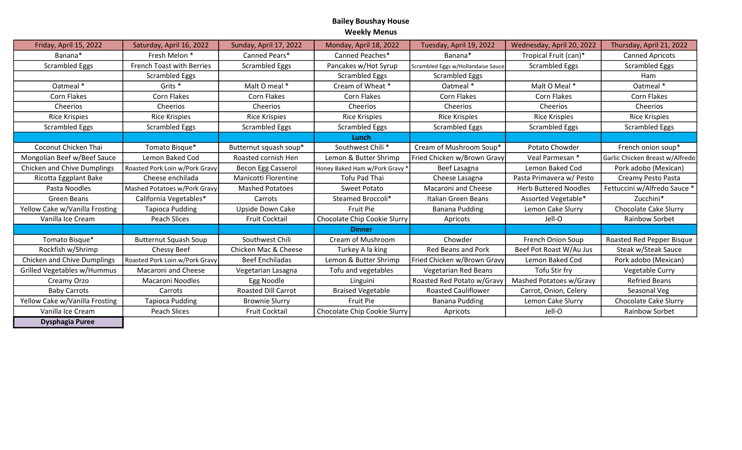**Bailey Boushay House**
**Weekly Menus**

| Friday, April 15, 2022 | Saturday, April 16, 2022 | Sunday, April 17, 2022 | Monday, April 18, 2022 | Tuesday, April 19, 2022 | Wednesday, April 20, 2022 | Thursday, April 21, 2022 |
|---|---|---|---|---|---|---|
| Banana* | Fresh Melon * | Canned Pears* | Canned Peaches* | Banana* | Tropical Fruit (can)* | Canned Apricots |
| Scrambled Eggs | French Toast with Berries | Scrambled Eggs | Pancakes w/Hot Syrup | Scrambled Eggs w/Hollandaise Sauce | Scrambled Eggs | Scrambled Eggs |
| | Scrambled Eggs | | Scrambled Eggs | Scrambled Eggs | | Ham |
| Oatmeal * | Grits * | Malt O meal * | Cream of Wheat * | Oatmeal * | Malt O Meal * | Oatmeal * |
| Corn Flakes | Corn Flakes | Corn Flakes | Corn Flakes | Corn Flakes | Corn Flakes | Corn Flakes |
| Cheerios | Cheerios | Cheerios | Cheerios | Cheerios | Cheerios | Cheerios |
| Rice Krispies | Rice Krispies | Rice Krispies | Rice Krispies | Rice Krispies | Rice Krispies | Rice Krispies |
| Scrambled Eggs | Scrambled Eggs | Scrambled Eggs | Scrambled Eggs | Scrambled Eggs | Scrambled Eggs | Scrambled Eggs |
| | | | **Lunch** | | | |
| Coconut Chicken Thai | Tomato Bisque* | Butternut squash soup* | Southwest Chili * | Cream of Mushroom Soup* | Potato Chowder | French onion soup* |
| Mongolian Beef w/Beef Sauce | Lemon Baked Cod | Roasted cornish Hen | Lemon & Butter Shrimp | Fried Chicken w/Brown Gravy | Veal Parmesan * | Garlic Chicken Breast w/Alfredo |
| Chicken and Chive Dumplings | Roasted Pork Loin w/Pork Gravy | Becon Egg Casserol | Honey Baked Ham w/Pork Gravy * | Beef Lasagna | Lemon Baked Cod | Pork adobo (Mexican) |
| Ricotta Eggplant Bake | Cheese enchilada | Manicotti Florentine | Tofu Pad Thai | Cheese Lasagna | Pasta Primavera w/ Pesto | Creamy Pesto Pasta |
| Pasta Noodles | Mashed Potatoes w/Pork Gravy | Mashed Potatoes | Sweet Potato | Macaroni and Cheese | Herb Buttered Noodles | Fettuccini w/Alfredo Sauce * |
| Green Beans | California Vegetables* | Carrots | Steamed Broccoli* | Italian Green Beans | Assorted Vegetable* | Zucchini* |
| Yellow Cake w/Vanilla Frosting | Tapioca Pudding | Upside Down Cake | Fruit Pie | Banana Pudding | Lemon Cake Slurry | Chocolate Cake Slurry |
| Vanilla Ice Cream | Peach Slices | Fruit Cocktail | Chocolate Chip Cookie Slurry | Apricots | Jell-O | Rainbow Sorbet |
| | | | **Dinner** | | | |
| Tomato Bisque* | Butternut Squash Soup | Southwest Chili | Cream of Mushroom | Chowder | French Onion Soup | Roasted Red Pepper Bisque |
| Rockfish w/Shrimp | Chessy Beef | Chicken Mac & Cheese | Turkey A la king | Red Beans and Pork | Beef Pot Roast W/Au Jus | Steak w/Steak Sauce |
| Chicken and Chive Dumplings | Roasted Pork Loin w/Pork Gravy | Beef Enchiladas | Lemon & Butter Shrimp | Fried Chicken w/Brown Gravy | Lemon Baked Cod | Pork adobo (Mexican) |
| Grilled Vegetables w/Hummus | Macaroni and Cheese | Vegetarian Lasagna | Tofu and vegetables | Vegetarian Red Beans | Tofu Stir fry | Vegetable Curry |
| Creamy Orzo | Macaroni Noodles | Egg Noodle | Linguini | Roasted Red Potato w/Gravy | Mashed Potatoes w/Gravy | Refried Beans |
| Baby Carrots | Carrots | Roasted Dill Carrot | Braised Vegetable | Roasted Cauliflower | Carrot, Onion, Celery | Seasonal Veg |
| Yellow Cake w/Vanilla Frosting | Tapioca Pudding | Brownie Slurry | Fruit Pie | Banana Pudding | Lemon Cake Slurry | Chocolate Cake Slurry |
| Vanilla Ice Cream | Peach Slices | Fruit Cocktail | Chocolate Chip Cookie Slurry | Apricots | Jell-O | Rainbow Sorbet |

**Dysphagia Puree**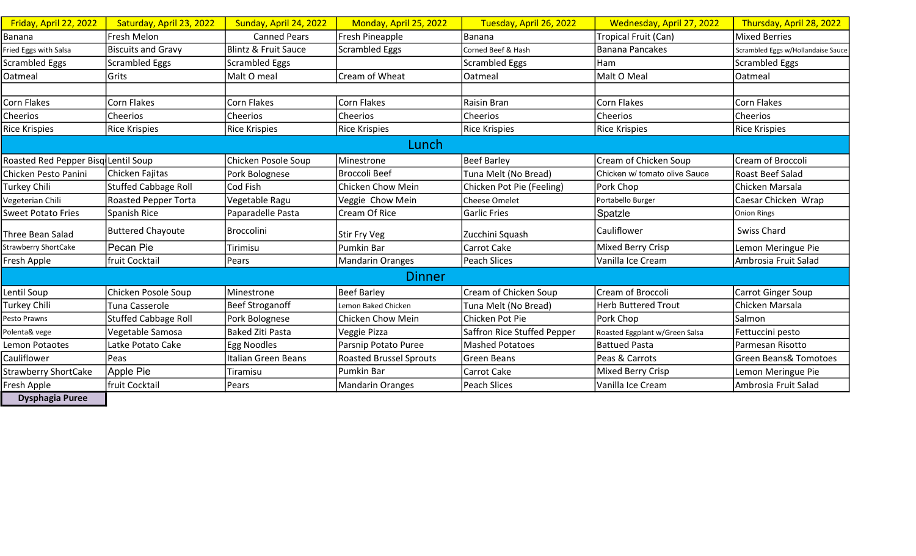| Friday, April 22, 2022 | Saturday, April 23, 2022 | Sunday, April 24, 2022 | Monday, April 25, 2022 | Tuesday, April 26, 2022 | Wednesday, April 27, 2022 | Thursday, April 28, 2022 |
|---|---|---|---|---|---|---|
| Banana | Fresh Melon | Canned Pears | Fresh Pineapple | Banana | Tropical Fruit (Can) | Mixed Berries |
| Fried Eggs with Salsa | Biscuits and Gravy | Blintz & Fruit Sauce | Scrambled Eggs | Corned Beef & Hash | Banana Pancakes | Scrambled Eggs w/Hollandaise Sauce |
| Scrambled Eggs | Scrambled Eggs | Scrambled Eggs | | Scrambled Eggs | Ham | Scrambled Eggs |
| Oatmeal | Grits | Malt O meal | Cream of Wheat | Oatmeal | Malt O Meal | Oatmeal |
| | | | | | | |
| Corn Flakes | Corn Flakes | Corn Flakes | Corn Flakes | Raisin Bran | Corn Flakes | Corn Flakes |
| Cheerios | Cheerios | Cheerios | Cheerios | Cheerios | Cheerios | Cheerios |
| Rice Krispies | Rice Krispies | Rice Krispies | Rice Krispies | Rice Krispies | Rice Krispies | Rice Krispies |
| **Lunch** | | | | | | |
| Roasted Red Pepper Bisq | Lentil Soup | Chicken Posole Soup | Minestrone | Beef Barley | Cream of Chicken Soup | Cream of Broccoli |
| Chicken Pesto Panini | Chicken Fajitas | Pork Bolognese | Broccoli Beef | Tuna Melt (No Bread) | Chicken w/ tomato olive Sauce | Roast Beef Salad |
| Turkey Chili | Stuffed Cabbage Roll | Cod Fish | Chicken Chow Mein | Chicken Pot Pie (Feeling) | Pork Chop | Chicken Marsala |
| Vegeterian Chili | Roasted Pepper Torta | Vegetable Ragu | Veggie Chow Mein | Cheese Omelet | Portabello Burger | Caesar Chicken Wrap |
| Sweet Potato Fries | Spanish Rice | Paparadelle Pasta | Cream Of Rice | Garlic Fries | Spatzle | Onion Rings |
| Three Bean Salad | Buttered Chayoute | Broccolini | Stir Fry Veg | Zucchini Squash | Cauliflower | Swiss Chard |
| Strawberry ShortCake | Pecan Pie | Tirimisu | Pumkin Bar | Carrot Cake | Mixed Berry Crisp | Lemon Meringue Pie |
| Fresh Apple | fruit Cocktail | Pears | Mandarin Oranges | Peach Slices | Vanilla Ice Cream | Ambrosia Fruit Salad |
| **Dinner** | | | | | | |
| Lentil Soup | Chicken Posole Soup | Minestrone | Beef Barley | Cream of Chicken Soup | Cream of Broccoli | Carrot Ginger Soup |
| Turkey Chili | Tuna Casserole | Beef Stroganoff | Lemon Baked Chicken | Tuna Melt (No Bread) | Herb Buttered Trout | Chicken Marsala |
| Pesto Prawns | Stuffed Cabbage Roll | Pork Bolognese | Chicken Chow Mein | Chicken Pot Pie | Pork Chop | Salmon |
| Polenta& vege | Vegetable Samosa | Baked Ziti Pasta | Veggie Pizza | Saffron Rice Stuffed Pepper | Roasted Eggplant w/Green Salsa | Fettuccini pesto |
| Lemon Potaotes | Latke Potato Cake | Egg Noodles | Parsnip Potato Puree | Mashed Potatoes | Battued Pasta | Parmesan Risotto |
| Cauliflower | Peas | Italian Green Beans | Roasted Brussel Sprouts | Green Beans | Peas & Carrots | Green Beans& Tomotoes |
| Strawberry ShortCake | Apple Pie | Tiramisu | Pumkin Bar | Carrot Cake | Mixed Berry Crisp | Lemon Meringue Pie |
| Fresh Apple | fruit Cocktail | Pears | Mandarin Oranges | Peach Slices | Vanilla Ice Cream | Ambrosia Fruit Salad |
| **Dysphagia Puree** | | | | | | |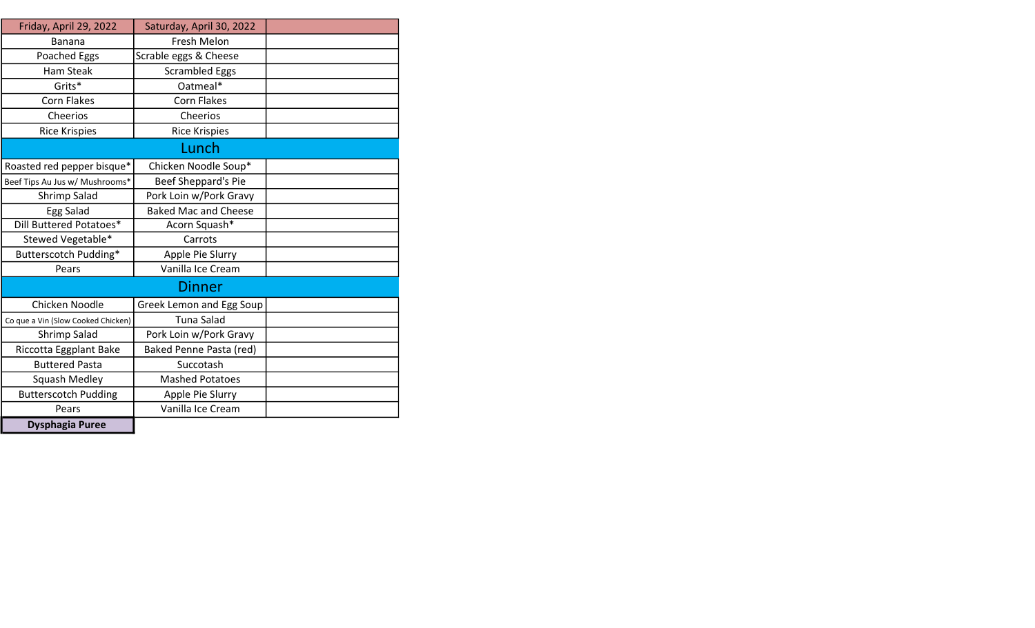| Friday, April 29, 2022 | Saturday, April 30, 2022 | |
|---|---|---|
| Banana | Fresh Melon | |
| Poached Eggs | Scrable eggs & Cheese | |
| Ham Steak | Scrambled Eggs | |
| Grits* | Oatmeal* | |
| Corn Flakes | Corn Flakes | |
| Cheerios | Cheerios | |
| Rice Krispies | Rice Krispies | |
| | **Lunch** | |
| Roasted red pepper bisque* | Chicken Noodle Soup* | |
| Beef Tips Au Jus w/ Mushrooms* | Beef Sheppard's Pie | |
| Shrimp Salad | Pork Loin w/Pork Gravy | |
| Egg Salad | Baked Mac and Cheese | |
| Dill Buttered Potatoes* | Acorn Squash* | |
| Stewed Vegetable* | Carrots | |
| Butterscotch Pudding* | Apple Pie Slurry | |
| Pears | Vanilla Ice Cream | |
| | **Dinner** | |
| Chicken Noodle | Greek Lemon and Egg Soup | |
| Co que a Vin (Slow Cooked Chicken) | Tuna Salad | |
| Shrimp Salad | Pork Loin w/Pork Gravy | |
| Riccotta Eggplant Bake | Baked Penne Pasta (red) | |
| Buttered Pasta | Succotash | |
| Squash Medley | Mashed Potatoes | |
| Butterscotch Pudding | Apple Pie Slurry | |
| Pears | Vanilla Ice Cream | |

**Dysphagia Puree**